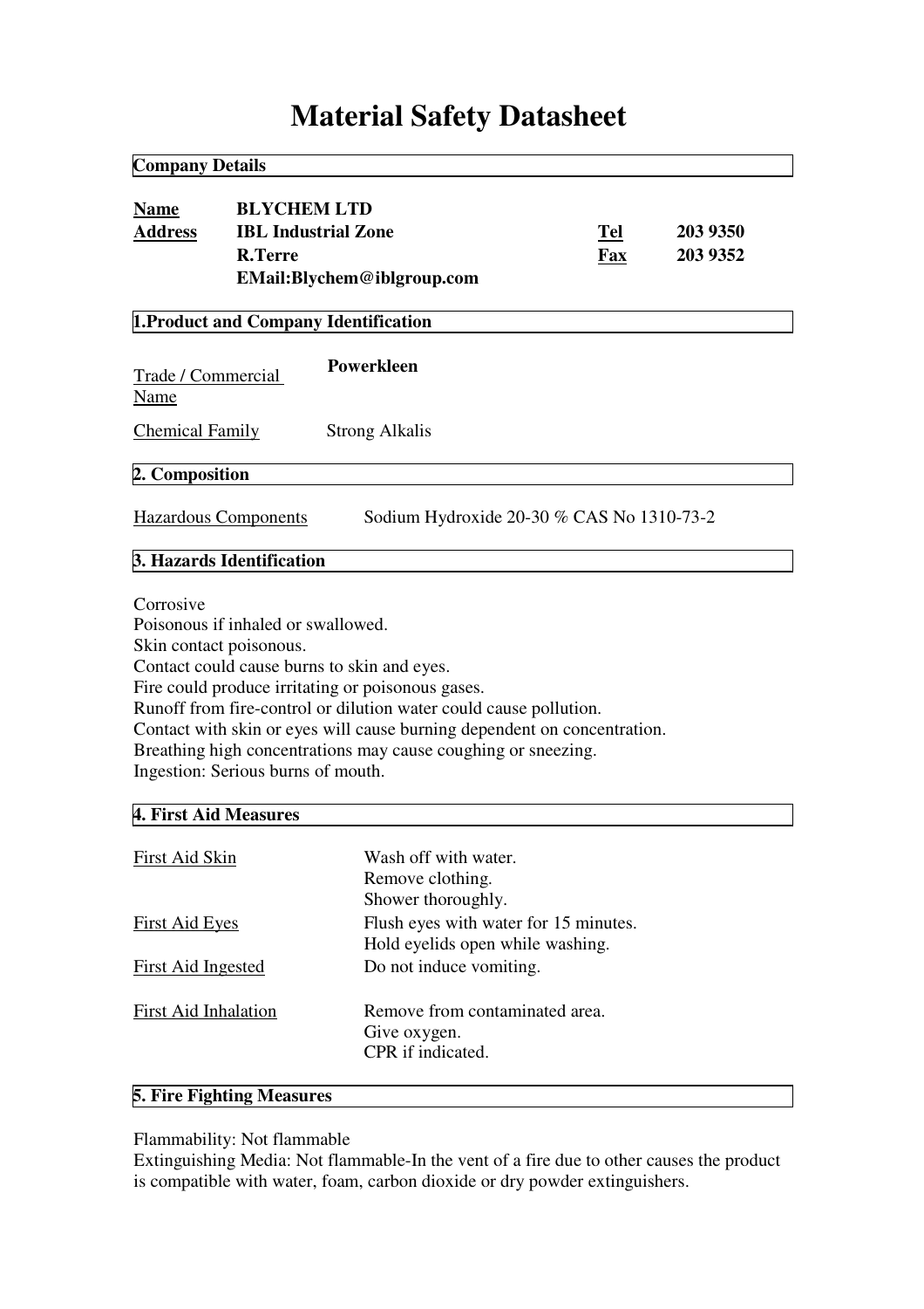# Material Safety Datasheet

## Company Details

| | | | |
|---|---|---|---|
| **Name** | **BLYCHEM LTD** | | |
| **Address** | **IBL Industrial Zone** | **Tel** | **203 9350** |
| | **R.Terre** | **Fax** | **203 9352** |
| | **EMail:Blychem@iblgroup.com** | | |

## 1.Product and Company Identification

Trade / Commercial Name: **Powerkleen**

Chemical Family: Strong Alkalis

## 2. Composition

Hazardous Components: Sodium Hydroxide 20-30 % CAS No 1310-73-2

## 3. Hazards Identification

Corrosive
Poisonous if inhaled or swallowed.
Skin contact poisonous.
Contact could cause burns to skin and eyes.
Fire could produce irritating or poisonous gases.
Runoff from fire-control or dilution water could cause pollution.
Contact with skin or eyes will cause burning dependent on concentration.
Breathing high concentrations may cause coughing or sneezing.
Ingestion: Serious burns of mouth.

## 4. First Aid Measures

First Aid Skin: Wash off with water.
Remove clothing.
Shower thoroughly.

First Aid Eyes: Flush eyes with water for 15 minutes.
Hold eyelids open while washing.

First Aid Ingested: Do not induce vomiting.

First Aid Inhalation: Remove from contaminated area.
Give oxygen.
CPR if indicated.

## 5. Fire Fighting Measures

Flammability: Not flammable
Extinguishing Media: Not flammable-In the vent of a fire due to other causes the product is compatible with water, foam, carbon dioxide or dry powder extinguishers.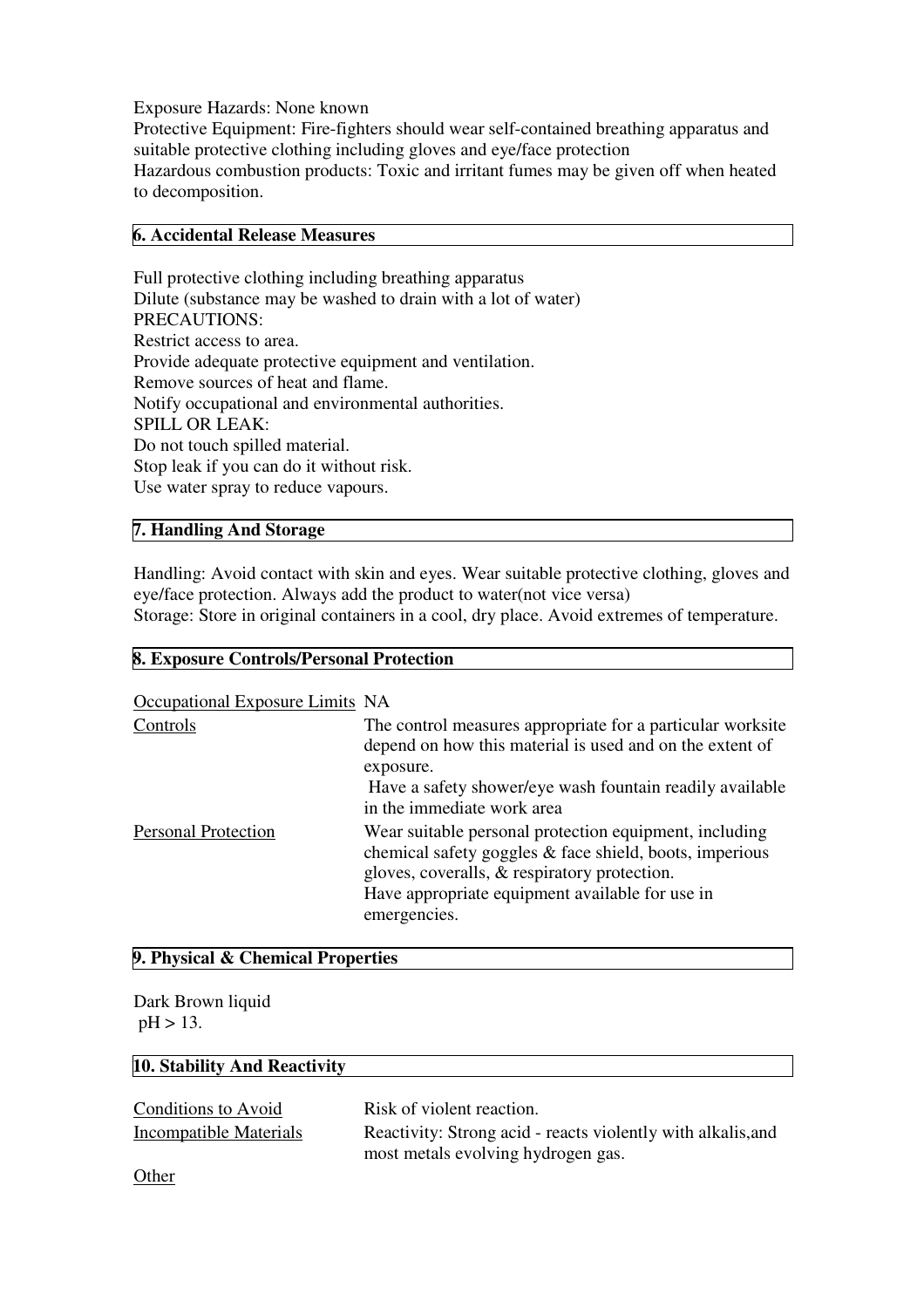Exposure Hazards: None known

Protective Equipment: Fire-fighters should wear self-contained breathing apparatus and suitable protective clothing including gloves and eye/face protection

Hazardous combustion products: Toxic and irritant fumes may be given off when heated to decomposition.

## 6. Accidental Release Measures

Full protective clothing including breathing apparatus

Dilute (substance may be washed to drain with a lot of water)

PRECAUTIONS:

Restrict access to area.

Provide adequate protective equipment and ventilation.

Remove sources of heat and flame.

Notify occupational and environmental authorities.

SPILL OR LEAK:

Do not touch spilled material.

Stop leak if you can do it without risk.

Use water spray to reduce vapours.

## 7. Handling And Storage

Handling: Avoid contact with skin and eyes. Wear suitable protective clothing, gloves and eye/face protection. Always add the product to water(not vice versa)

Storage: Store in original containers in a cool, dry place. Avoid extremes of temperature.

## 8. Exposure Controls/Personal Protection

| | |
|---|---|
| Occupational Exposure Limits | NA |
| Controls | The control measures appropriate for a particular worksite depend on how this material is used and on the extent of exposure. Have a safety shower/eye wash fountain readily available in the immediate work area |
| Personal Protection | Wear suitable personal protection equipment, including chemical safety goggles & face shield, boots, imperious gloves, coveralls, & respiratory protection. Have appropriate equipment available for use in emergencies. |

## 9. Physical & Chemical Properties

Dark Brown liquid

pH > 13.

## 10. Stability And Reactivity

| | |
|---|---|
| Conditions to Avoid | Risk of violent reaction. |
| Incompatible Materials | Reactivity: Strong acid - reacts violently with alkalis,and most metals evolving hydrogen gas. |
| Other | |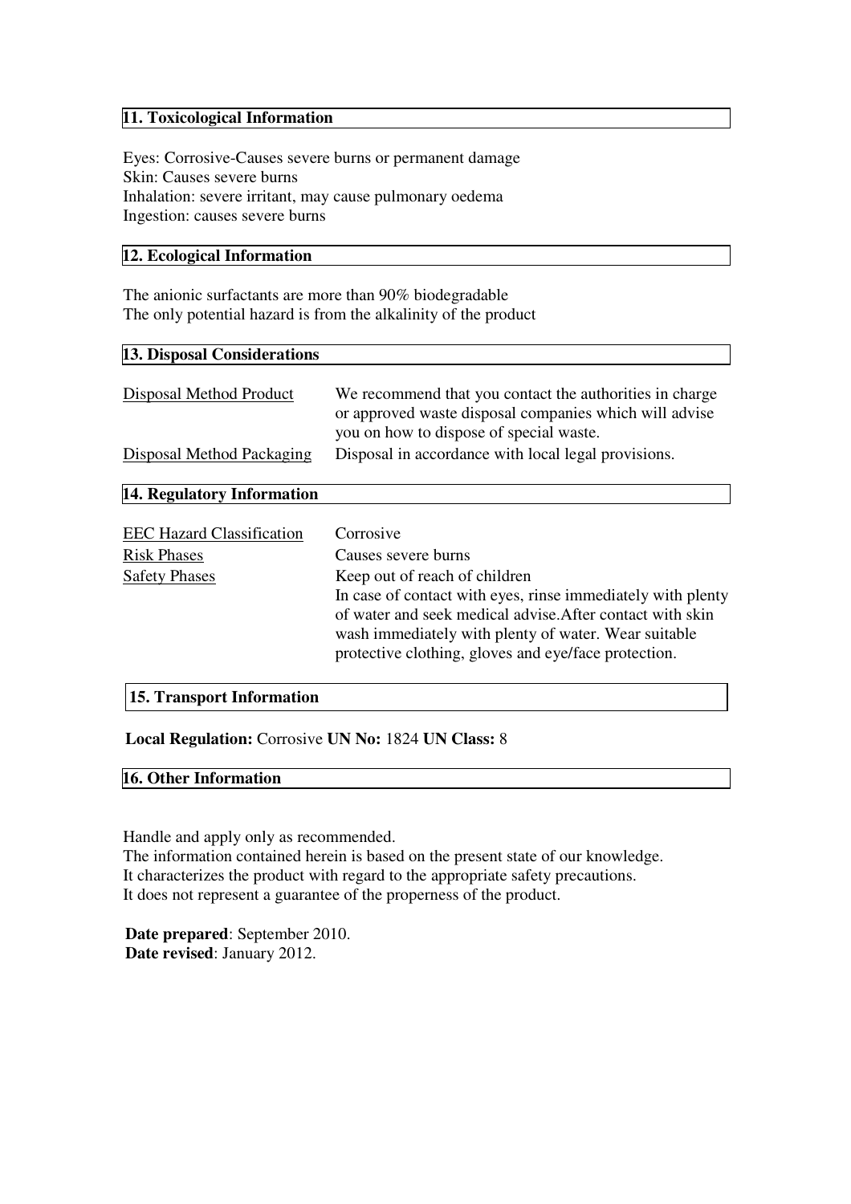## 11. Toxicological Information

Eyes: Corrosive-Causes severe burns or permanent damage
Skin: Causes severe burns
Inhalation: severe irritant, may cause pulmonary oedema
Ingestion: causes severe burns

## 12. Ecological Information

The anionic surfactants are more than 90% biodegradable
The only potential hazard is from the alkalinity of the product

## 13. Disposal Considerations

| | |
|---|---|
| Disposal Method Product | We recommend that you contact the authorities in charge or approved waste disposal companies which will advise you on how to dispose of special waste. |
| Disposal Method Packaging | Disposal in accordance with local legal provisions. |

## 14. Regulatory Information

| | |
|---|---|
| EEC Hazard Classification | Corrosive |
| Risk Phases | Causes severe burns |
| Safety Phases | Keep out of reach of children<br>In case of contact with eyes, rinse immediately with plenty of water and seek medical advise.After contact with skin wash immediately with plenty of water. Wear suitable protective clothing, gloves and eye/face protection. |

## 15. Transport Information

**Local Regulation:** Corrosive **UN No:** 1824 **UN Class:** 8

## 16. Other Information

Handle and apply only as recommended.
The information contained herein is based on the present state of our knowledge.
It characterizes the product with regard to the appropriate safety precautions.
It does not represent a guarantee of the properness of the product.

**Date prepared**: September 2010.
**Date revised**: January 2012.